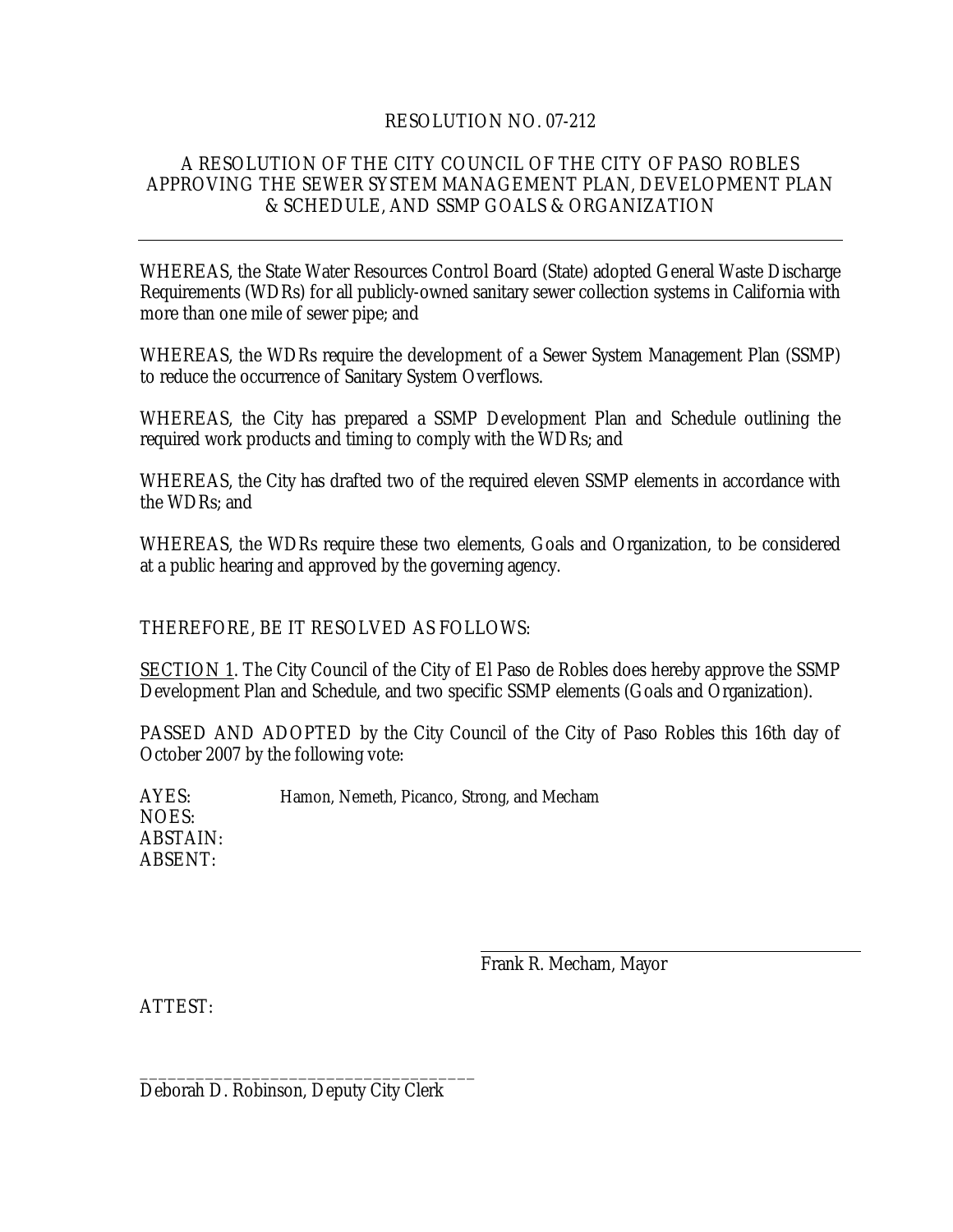RESOLUTION NO. 07-212

A RESOLUTION OF THE CITY COUNCIL OF THE CITY OF PASO ROBLES APPROVING THE SEWER SYSTEM MANAGEMENT PLAN, DEVELOPMENT PLAN & SCHEDULE, AND SSMP GOALS & ORGANIZATION

---

WHEREAS, the State Water Resources Control Board (State) adopted General Waste Discharge Requirements (WDRs) for all publicly-owned sanitary sewer collection systems in California with more than one mile of sewer pipe; and

WHEREAS, the WDRs require the development of a Sewer System Management Plan (SSMP) to reduce the occurrence of Sanitary System Overflows.

WHEREAS, the City has prepared a SSMP Development Plan and Schedule outlining the required work products and timing to comply with the WDRs; and

WHEREAS, the City has drafted two of the required eleven SSMP elements in accordance with the WDRs; and

WHEREAS, the WDRs require these two elements, Goals and Organization, to be considered at a public hearing and approved by the governing agency.

THEREFORE, BE IT RESOLVED AS FOLLOWS:

<u>SECTION 1</u>. The City Council of the City of El Paso de Robles does hereby approve the SSMP Development Plan and Schedule, and two specific SSMP elements (Goals and Organization).

PASSED AND ADOPTED by the City Council of the City of Paso Robles this 16th day of October 2007 by the following vote:

AYES: Hamon, Nemeth, Picanco, Strong, and Mecham
NOES:
ABSTAIN:
ABSENT:

\_\_\_\_\_\_\_\_\_\_\_\_\_\_\_\_\_\_\_\_\_\_\_\_\_\_\_\_\_\_\_\_\_\_\_
Frank R. Mecham, Mayor

ATTEST:

\_\_\_\_\_\_\_\_\_\_\_\_\_\_\_\_\_\_\_\_\_\_\_\_\_\_\_\_\_\_\_\_\_\_\_
Deborah D. Robinson, Deputy City Clerk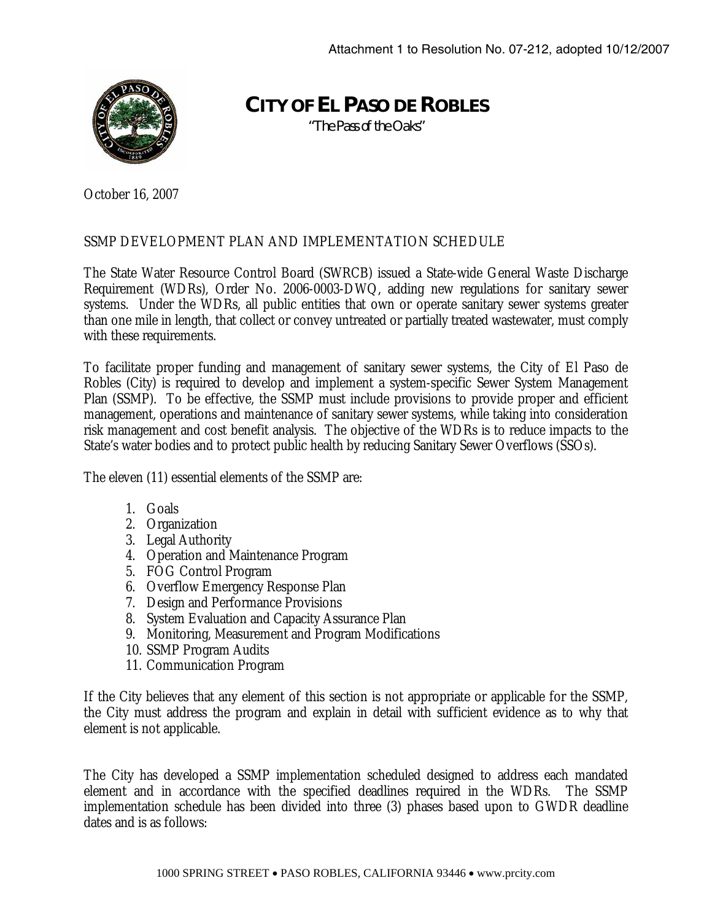Attachment 1 to Resolution No. 07-212, adopted 10/12/2007

# CITY OF EL PASO DE ROBLES

*"The Pass of the Oaks"*

October 16, 2007

SSMP DEVELOPMENT PLAN AND IMPLEMENTATION SCHEDULE

The State Water Resource Control Board (SWRCB) issued a State-wide General Waste Discharge Requirement (WDRs), Order No. 2006-0003-DWQ, adding new regulations for sanitary sewer systems. Under the WDRs, all public entities that own or operate sanitary sewer systems greater than one mile in length, that collect or convey untreated or partially treated wastewater, must comply with these requirements.

To facilitate proper funding and management of sanitary sewer systems, the City of El Paso de Robles (City) is required to develop and implement a system-specific Sewer System Management Plan (SSMP). To be effective, the SSMP must include provisions to provide proper and efficient management, operations and maintenance of sanitary sewer systems, while taking into consideration risk management and cost benefit analysis. The objective of the WDRs is to reduce impacts to the State's water bodies and to protect public health by reducing Sanitary Sewer Overflows (SSOs).

The eleven (11) essential elements of the SSMP are:

1. Goals
2. Organization
3. Legal Authority
4. Operation and Maintenance Program
5. FOG Control Program
6. Overflow Emergency Response Plan
7. Design and Performance Provisions
8. System Evaluation and Capacity Assurance Plan
9. Monitoring, Measurement and Program Modifications
10. SSMP Program Audits
11. Communication Program

If the City believes that any element of this section is not appropriate or applicable for the SSMP, the City must address the program and explain in detail with sufficient evidence as to why that element is not applicable.

The City has developed a SSMP implementation scheduled designed to address each mandated element and in accordance with the specified deadlines required in the WDRs. The SSMP implementation schedule has been divided into three (3) phases based upon to GWDR deadline dates and is as follows: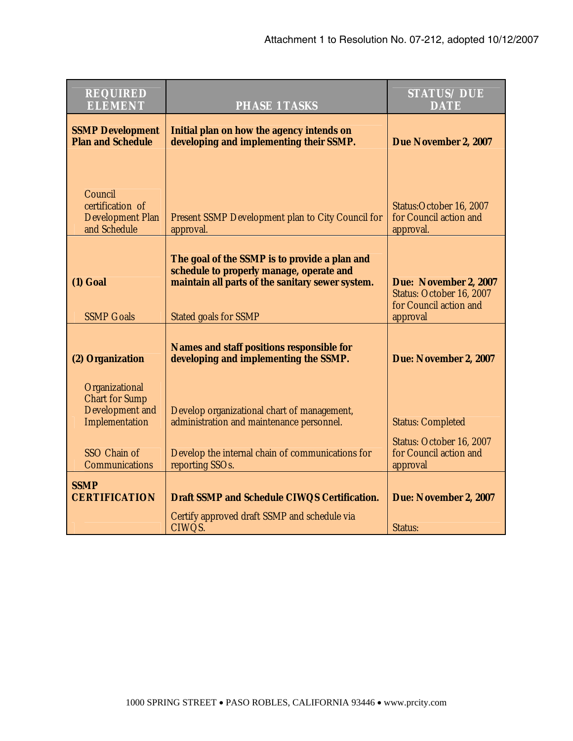Attachment 1 to Resolution No. 07-212, adopted 10/12/2007

| REQUIRED ELEMENT | PHASE 1 TASKS | STATUS/ DUE DATE |
|---|---|---|
| **SSMP Development Plan and Schedule** | **Initial plan on how the agency intends on developing and implementing their SSMP.** | **Due November 2, 2007** |
| Council certification of Development Plan and Schedule | Present SSMP Development plan to City Council for approval. | Status:October 16, 2007 for Council action and approval. |
| **(1) Goal** | **The goal of the SSMP is to provide a plan and schedule to properly manage, operate and maintain all parts of the sanitary sewer system.** | **Due: November 2, 2007** Status: October 16, 2007 for Council action and approval |
| SSMP Goals | Stated goals for SSMP | |
| **(2) Organization** | **Names and staff positions responsible for developing and implementing the SSMP.** | **Due: November 2, 2007** |
| Organizational Chart for Sump Development and Implementation | Develop organizational chart of management, administration and maintenance personnel. | Status: Completed |
| SSO Chain of Communications | Develop the internal chain of communications for reporting SSOs. | Status: October 16, 2007 for Council action and approval |
| **SSMP CERTIFICATION** | **Draft SSMP and Schedule CIWQS Certification.** | **Due: November 2, 2007** |
| | Certify approved draft SSMP and schedule via CIWQS. | Status: |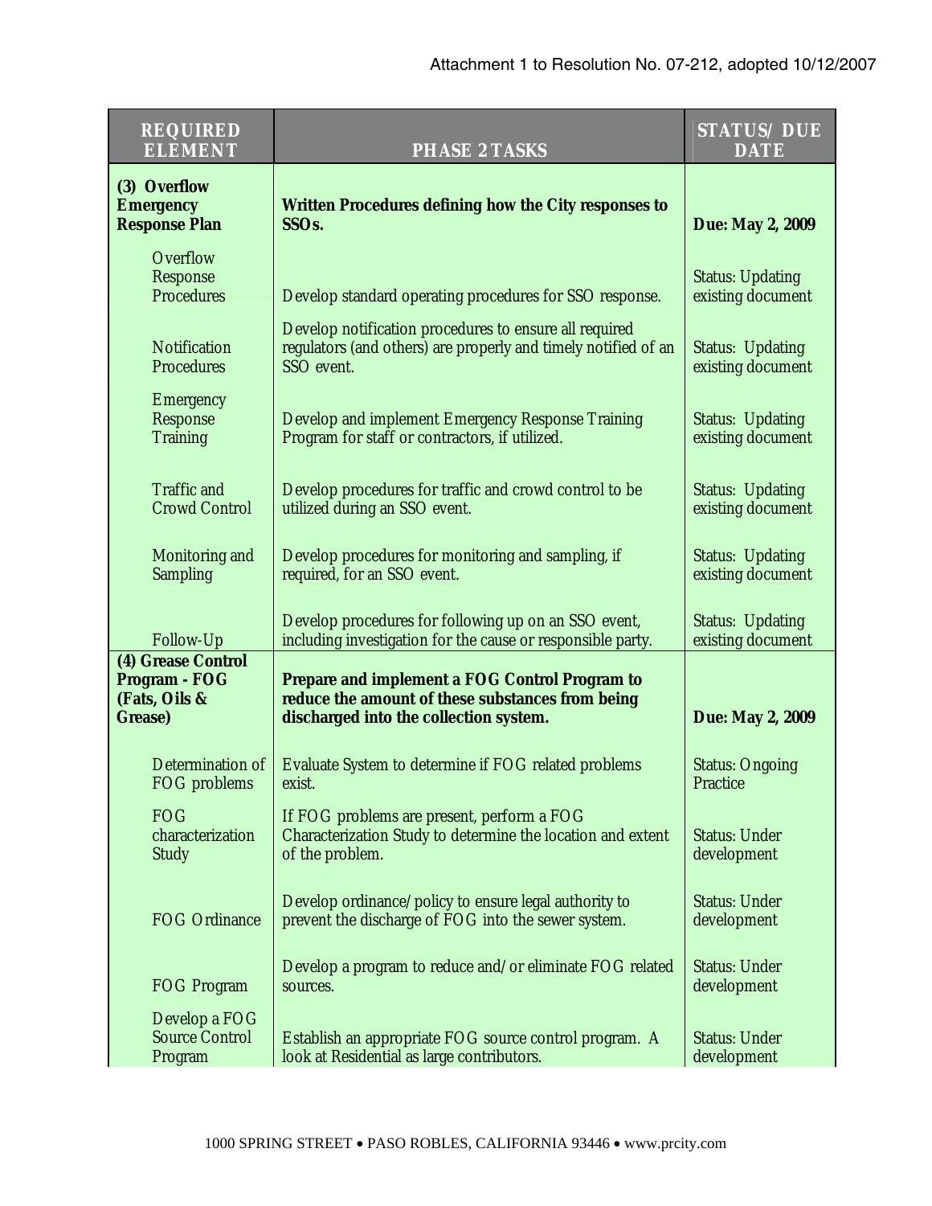Attachment 1 to Resolution No. 07-212, adopted 10/12/2007

| REQUIRED ELEMENT | PHASE 2 TASKS | STATUS/ DUE DATE |
|---|---|---|
| **(3) Overflow Emergency Response Plan** | **Written Procedures defining how the City responses to SSOs.** | **Due: May 2, 2009** |
| Overflow Response Procedures | Develop standard operating procedures for SSO response. | Status: Updating existing document |
| Notification Procedures | Develop notification procedures to ensure all required regulators (and others) are properly and timely notified of an SSO event. | Status: Updating existing document |
| Emergency Response Training | Develop and implement Emergency Response Training Program for staff or contractors, if utilized. | Status: Updating existing document |
| Traffic and Crowd Control | Develop procedures for traffic and crowd control to be utilized during an SSO event. | Status: Updating existing document |
| Monitoring and Sampling | Develop procedures for monitoring and sampling, if required, for an SSO event. | Status: Updating existing document |
| Follow-Up | Develop procedures for following up on an SSO event, including investigation for the cause or responsible party. | Status: Updating existing document |
| **(4) Grease Control Program - FOG (Fats, Oils & Grease)** | **Prepare and implement a FOG Control Program to reduce the amount of these substances from being discharged into the collection system.** | **Due: May 2, 2009** |
| Determination of FOG problems | Evaluate System to determine if FOG related problems exist. | Status: Ongoing Practice |
| FOG characterization Study | If FOG problems are present, perform a FOG Characterization Study to determine the location and extent of the problem. | Status: Under development |
| FOG Ordinance | Develop ordinance/policy to ensure legal authority to prevent the discharge of FOG into the sewer system. | Status: Under development |
| FOG Program | Develop a program to reduce and/or eliminate FOG related sources. | Status: Under development |
| Develop a FOG Source Control Program | Establish an appropriate FOG source control program. A look at Residential as large contributors. | Status: Under development |

1000 SPRING STREET • PASO ROBLES, CALIFORNIA 93446 • www.prcity.com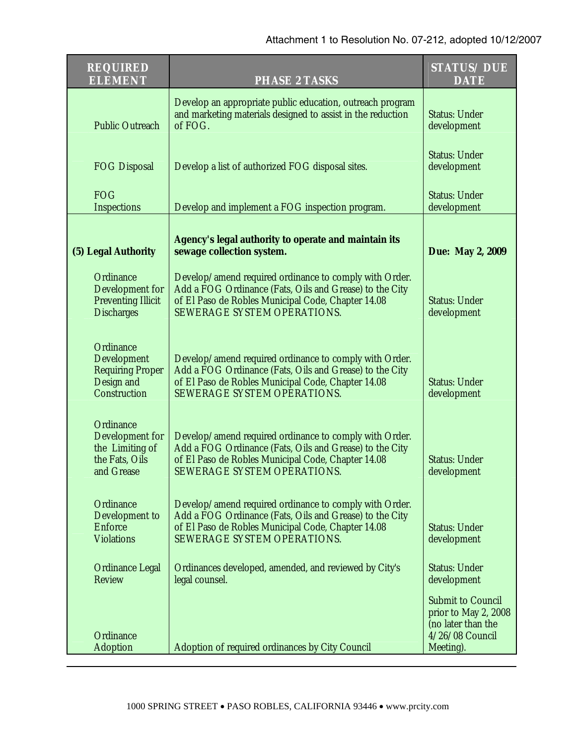Attachment 1 to Resolution No. 07-212, adopted 10/12/2007

| REQUIRED ELEMENT | PHASE 2 TASKS | STATUS/ DUE DATE |
|---|---|---|
| Public Outreach | Develop an appropriate public education, outreach program and marketing materials designed to assist in the reduction of FOG. | Status: Under development |
| FOG Disposal | Develop a list of authorized FOG disposal sites. | Status: Under development |
| FOG Inspections | Develop and implement a FOG inspection program. | Status: Under development |
| **(5) Legal Authority** | **Agency's legal authority to operate and maintain its sewage collection system.** | **Due: May 2, 2009** |
| Ordinance Development for Preventing Illicit Discharges | Develop/amend required ordinance to comply with Order. Add a FOG Ordinance (Fats, Oils and Grease) to the City of El Paso de Robles Municipal Code, Chapter 14.08 SEWERAGE SYSTEM OPERATIONS. | Status: Under development |
| Ordinance Development Requiring Proper Design and Construction | Develop/amend required ordinance to comply with Order. Add a FOG Ordinance (Fats, Oils and Grease) to the City of El Paso de Robles Municipal Code, Chapter 14.08 SEWERAGE SYSTEM OPERATIONS. | Status: Under development |
| Ordinance Development for the Limiting of the Fats, Oils and Grease | Develop/amend required ordinance to comply with Order. Add a FOG Ordinance (Fats, Oils and Grease) to the City of El Paso de Robles Municipal Code, Chapter 14.08 SEWERAGE SYSTEM OPERATIONS. | Status: Under development |
| Ordinance Development to Enforce Violations | Develop/amend required ordinance to comply with Order. Add a FOG Ordinance (Fats, Oils and Grease) to the City of El Paso de Robles Municipal Code, Chapter 14.08 SEWERAGE SYSTEM OPERATIONS. | Status: Under development |
| Ordinance Legal Review | Ordinances developed, amended, and reviewed by City's legal counsel. | Status: Under development |
| Ordinance Adoption | Adoption of required ordinances by City Council | Submit to Council prior to May 2, 2008 (no later than the 4/26/08 Council Meeting). |

1000 SPRING STREET • PASO ROBLES, CALIFORNIA 93446 • www.prcity.com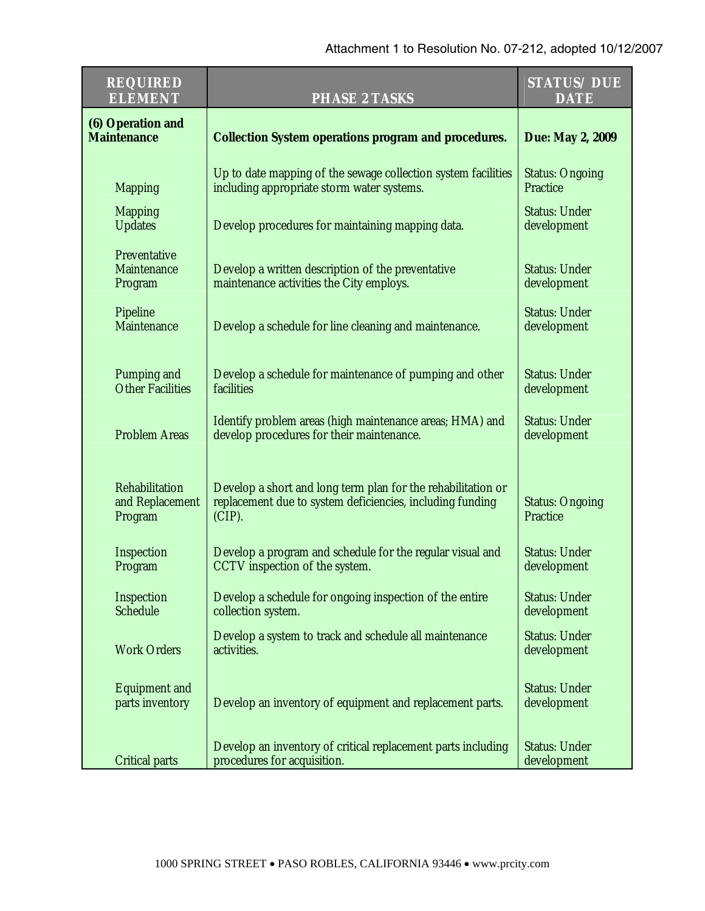Attachment 1 to Resolution No. 07-212, adopted 10/12/2007

| REQUIRED ELEMENT | PHASE 2 TASKS | STATUS/ DUE DATE |
|---|---|---|
| **(6) Operation and Maintenance** | **Collection System operations program and procedures.** | **Due: May 2, 2009** |
| Mapping | Up to date mapping of the sewage collection system facilities including appropriate storm water systems. | Status: Ongoing Practice |
| Mapping Updates | Develop procedures for maintaining mapping data. | Status: Under development |
| Preventative Maintenance Program | Develop a written description of the preventative maintenance activities the City employs. | Status: Under development |
| Pipeline Maintenance | Develop a schedule for line cleaning and maintenance. | Status: Under development |
| Pumping and Other Facilities | Develop a schedule for maintenance of pumping and other facilities | Status: Under development |
| Problem Areas | Identify problem areas (high maintenance areas; HMA) and develop procedures for their maintenance. | Status: Under development |
| Rehabilitation and Replacement Program | Develop a short and long term plan for the rehabilitation or replacement due to system deficiencies, including funding (CIP). | Status: Ongoing Practice |
| Inspection Program | Develop a program and schedule for the regular visual and CCTV inspection of the system. | Status: Under development |
| Inspection Schedule | Develop a schedule for ongoing inspection of the entire collection system. | Status: Under development |
| Work Orders | Develop a system to track and schedule all maintenance activities. | Status: Under development |
| Equipment and parts inventory | Develop an inventory of equipment and replacement parts. | Status: Under development |
| Critical parts | Develop an inventory of critical replacement parts including procedures for acquisition. | Status: Under development |

1000 SPRING STREET • PASO ROBLES, CALIFORNIA 93446 • www.prcity.com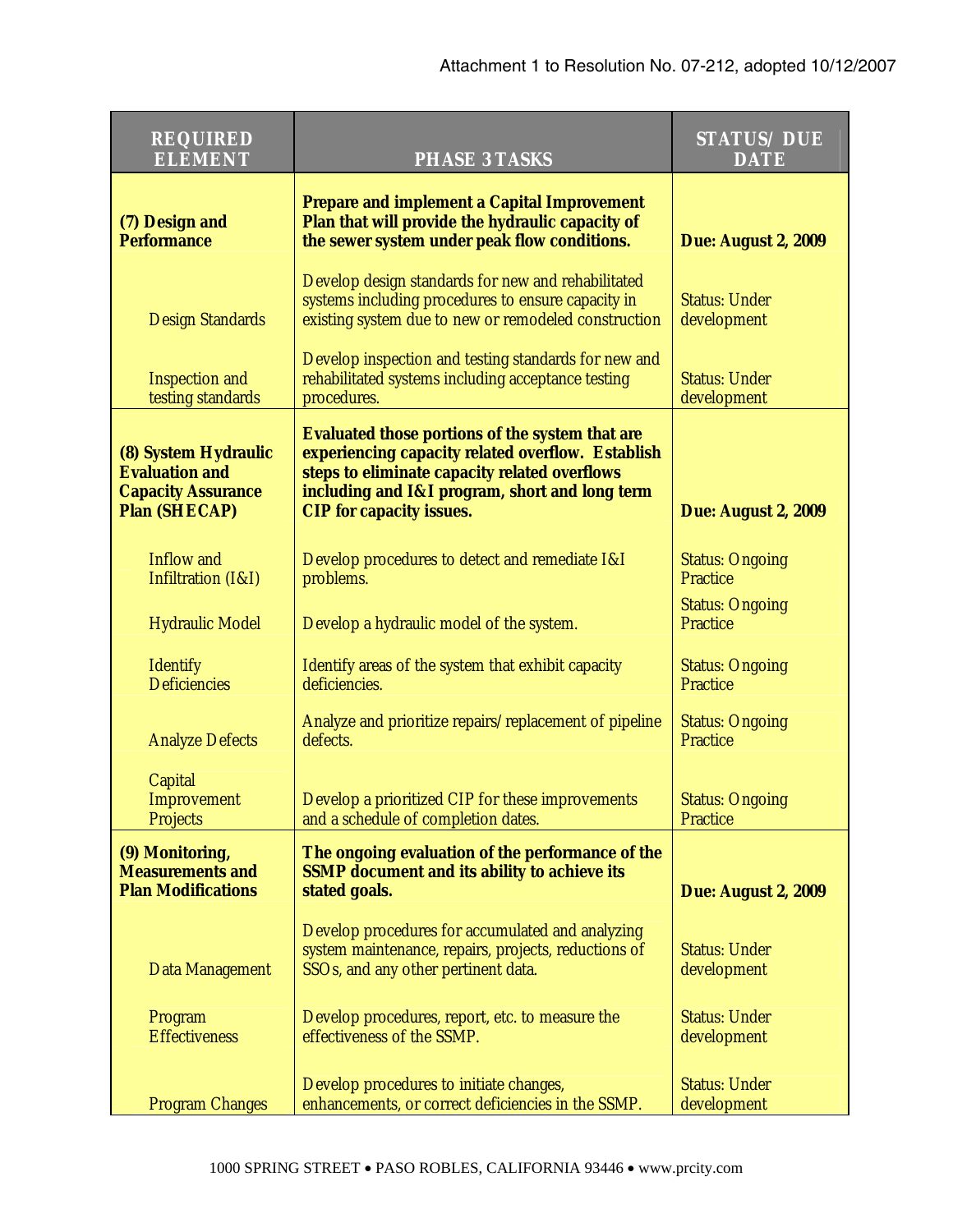Attachment 1 to Resolution No. 07-212, adopted 10/12/2007

| REQUIRED ELEMENT | PHASE 3 TASKS | STATUS/ DUE DATE |
|---|---|---|
| **(7) Design and Performance** | **Prepare and implement a Capital Improvement Plan that will provide the hydraulic capacity of the sewer system under peak flow conditions.** | **Due: August 2, 2009** |
| Design Standards | Develop design standards for new and rehabilitated systems including procedures to ensure capacity in existing system due to new or remodeled construction | Status: Under development |
| Inspection and testing standards | Develop inspection and testing standards for new and rehabilitated systems including acceptance testing procedures. | Status: Under development |
| **(8) System Hydraulic Evaluation and Capacity Assurance Plan (SHECAP)** | **Evaluated those portions of the system that are experiencing capacity related overflow. Establish steps to eliminate capacity related overflows including and I&I program, short and long term CIP for capacity issues.** | **Due: August 2, 2009** |
| Inflow and Infiltration (I&I) | Develop procedures to detect and remediate I&I problems. | Status: Ongoing Practice |
| Hydraulic Model | Develop a hydraulic model of the system. | Status: Ongoing Practice |
| Identify Deficiencies | Identify areas of the system that exhibit capacity deficiencies. | Status: Ongoing Practice |
| Analyze Defects | Analyze and prioritize repairs/replacement of pipeline defects. | Status: Ongoing Practice |
| Capital Improvement Projects | Develop a prioritized CIP for these improvements and a schedule of completion dates. | Status: Ongoing Practice |
| **(9) Monitoring, Measurements and Plan Modifications** | **The ongoing evaluation of the performance of the SSMP document and its ability to achieve its stated goals.** | **Due: August 2, 2009** |
| Data Management | Develop procedures for accumulated and analyzing system maintenance, repairs, projects, reductions of SSOs, and any other pertinent data. | Status: Under development |
| Program Effectiveness | Develop procedures, report, etc. to measure the effectiveness of the SSMP. | Status: Under development |
| Program Changes | Develop procedures to initiate changes, enhancements, or correct deficiencies in the SSMP. | Status: Under development |

1000 SPRING STREET • PASO ROBLES, CALIFORNIA 93446 • www.prcity.com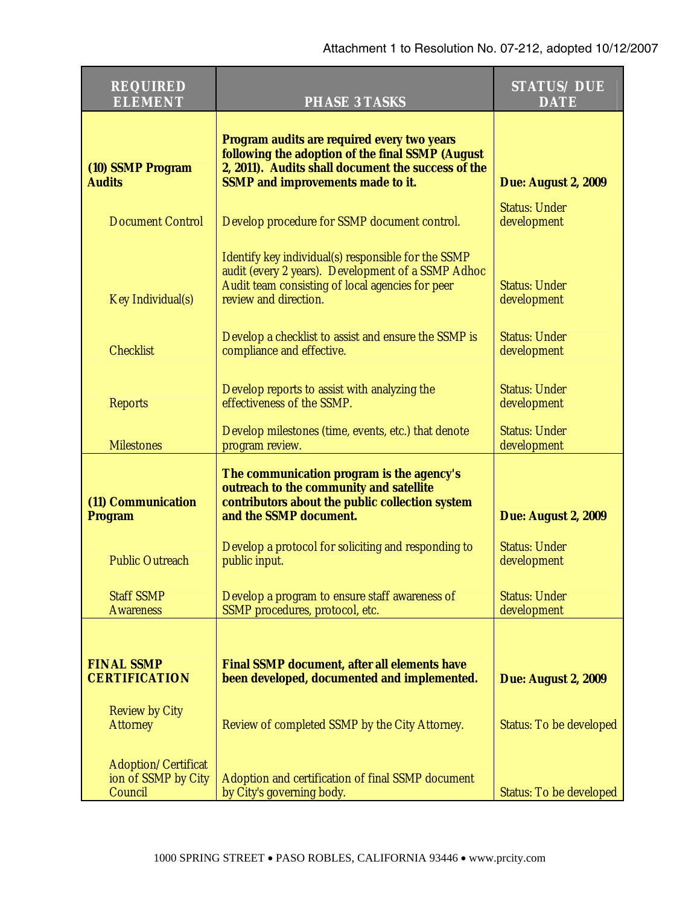Attachment 1 to Resolution No. 07-212, adopted 10/12/2007

| REQUIRED ELEMENT | PHASE 3 TASKS | STATUS/ DUE DATE |
|---|---|---|
| **(10) SSMP Program Audits** | **Program audits are required every two years following the adoption of the final SSMP (August 2, 2011). Audits shall document the success of the SSMP and improvements made to it.** | **Due: August 2, 2009** |
| Document Control | Develop procedure for SSMP document control. | Status: Under development |
| Key Individual(s) | Identify key individual(s) responsible for the SSMP audit (every 2 years). Development of a SSMP Adhoc Audit team consisting of local agencies for peer review and direction. | Status: Under development |
| Checklist | Develop a checklist to assist and ensure the SSMP is compliance and effective. | Status: Under development |
| Reports | Develop reports to assist with analyzing the effectiveness of the SSMP. | Status: Under development |
| Milestones | Develop milestones (time, events, etc.) that denote program review. | Status: Under development |
| **(11) Communication Program** | **The communication program is the agency's outreach to the community and satellite contributors about the public collection system and the SSMP document.** | **Due: August 2, 2009** |
| Public Outreach | Develop a protocol for soliciting and responding to public input. | Status: Under development |
| Staff SSMP Awareness | Develop a program to ensure staff awareness of SSMP procedures, protocol, etc. | Status: Under development |
| **FINAL SSMP CERTIFICATION** | **Final SSMP document, after all elements have been developed, documented and implemented.** | **Due: August 2, 2009** |
| Review by City Attorney | Review of completed SSMP by the City Attorney. | Status: To be developed |
| Adoption/Certification of SSMP by City Council | Adoption and certification of final SSMP document by City's governing body. | Status: To be developed |

1000 SPRING STREET • PASO ROBLES, CALIFORNIA 93446 • www.prcity.com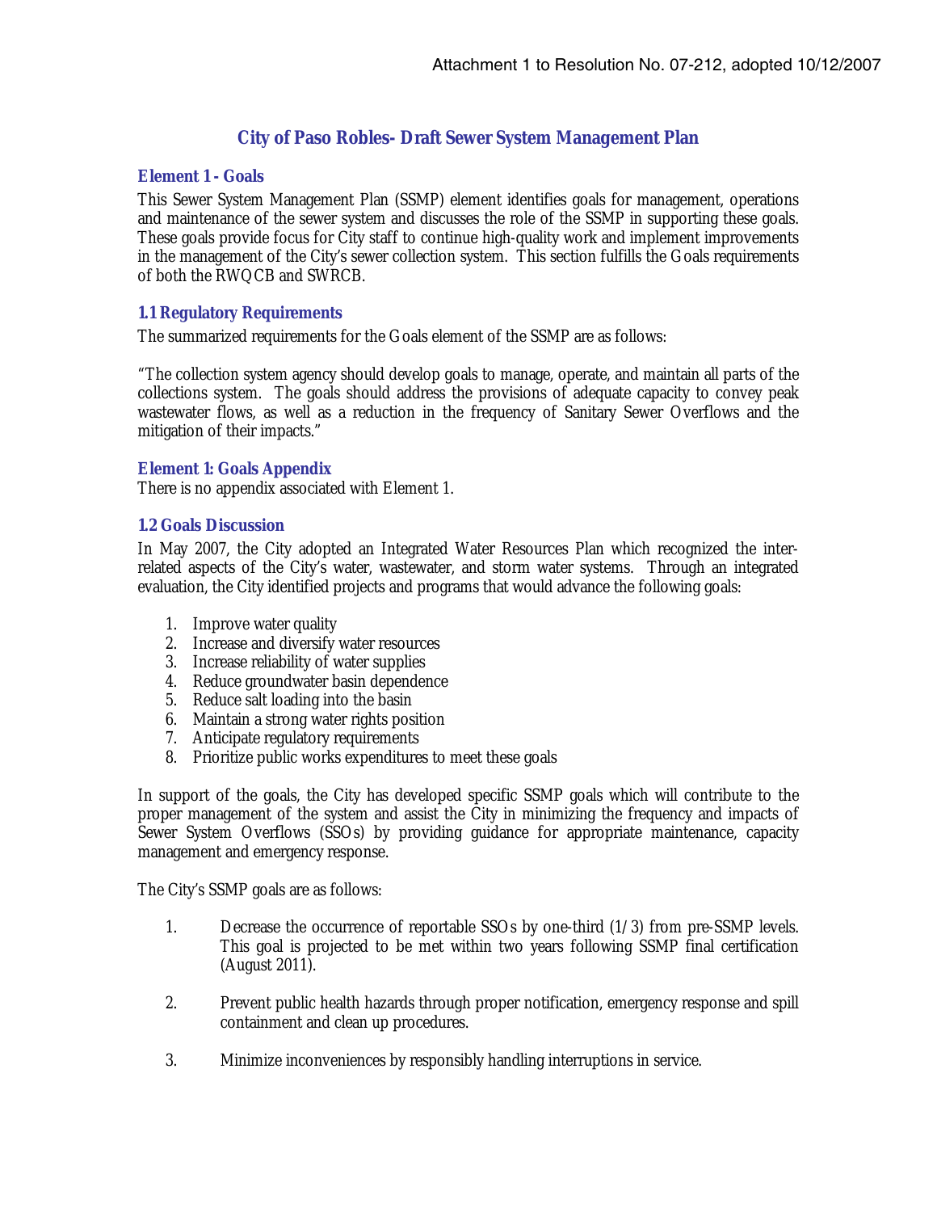Attachment 1 to Resolution No. 07-212, adopted 10/12/2007

# City of Paso Robles- Draft Sewer System Management Plan

## Element 1 - Goals

This Sewer System Management Plan (SSMP) element identifies goals for management, operations and maintenance of the sewer system and discusses the role of the SSMP in supporting these goals. These goals provide focus for City staff to continue high-quality work and implement improvements in the management of the City's sewer collection system. This section fulfills the Goals requirements of both the RWQCB and SWRCB.

### 1.1 Regulatory Requirements

The summarized requirements for the Goals element of the SSMP are as follows:

"The collection system agency should develop goals to manage, operate, and maintain all parts of the collections system. The goals should address the provisions of adequate capacity to convey peak wastewater flows, as well as a reduction in the frequency of Sanitary Sewer Overflows and the mitigation of their impacts."

### Element 1: Goals Appendix

There is no appendix associated with Element 1.

### 1.2 Goals Discussion

In May 2007, the City adopted an Integrated Water Resources Plan which recognized the inter-related aspects of the City's water, wastewater, and storm water systems. Through an integrated evaluation, the City identified projects and programs that would advance the following goals:

1. Improve water quality
2. Increase and diversify water resources
3. Increase reliability of water supplies
4. Reduce groundwater basin dependence
5. Reduce salt loading into the basin
6. Maintain a strong water rights position
7. Anticipate regulatory requirements
8. Prioritize public works expenditures to meet these goals

In support of the goals, the City has developed specific SSMP goals which will contribute to the proper management of the system and assist the City in minimizing the frequency and impacts of Sewer System Overflows (SSOs) by providing guidance for appropriate maintenance, capacity management and emergency response.

The City's SSMP goals are as follows:

1. Decrease the occurrence of reportable SSOs by one-third (1/3) from pre-SSMP levels. This goal is projected to be met within two years following SSMP final certification (August 2011).

2. Prevent public health hazards through proper notification, emergency response and spill containment and clean up procedures.

3. Minimize inconveniences by responsibly handling interruptions in service.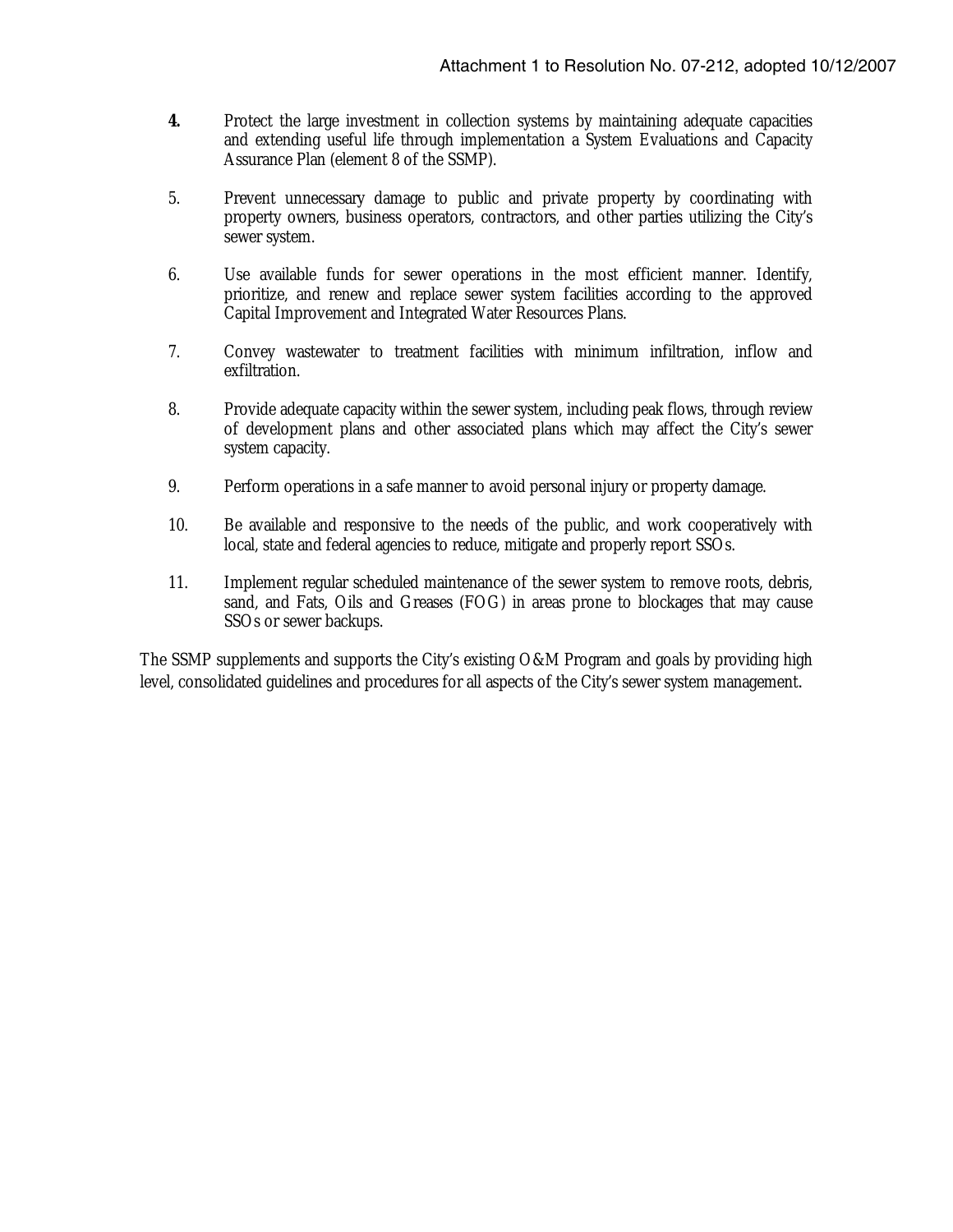4. Protect the large investment in collection systems by maintaining adequate capacities and extending useful life through implementation a System Evaluations and Capacity Assurance Plan (element 8 of the SSMP).

5. Prevent unnecessary damage to public and private property by coordinating with property owners, business operators, contractors, and other parties utilizing the City's sewer system.

6. Use available funds for sewer operations in the most efficient manner. Identify, prioritize, and renew and replace sewer system facilities according to the approved Capital Improvement and Integrated Water Resources Plans.

7. Convey wastewater to treatment facilities with minimum infiltration, inflow and exfiltration.

8. Provide adequate capacity within the sewer system, including peak flows, through review of development plans and other associated plans which may affect the City's sewer system capacity.

9. Perform operations in a safe manner to avoid personal injury or property damage.

10. Be available and responsive to the needs of the public, and work cooperatively with local, state and federal agencies to reduce, mitigate and properly report SSOs.

11. Implement regular scheduled maintenance of the sewer system to remove roots, debris, sand, and Fats, Oils and Greases (FOG) in areas prone to blockages that may cause SSOs or sewer backups.

The SSMP supplements and supports the City's existing O&M Program and goals by providing high level, consolidated guidelines and procedures for all aspects of the City's sewer system management.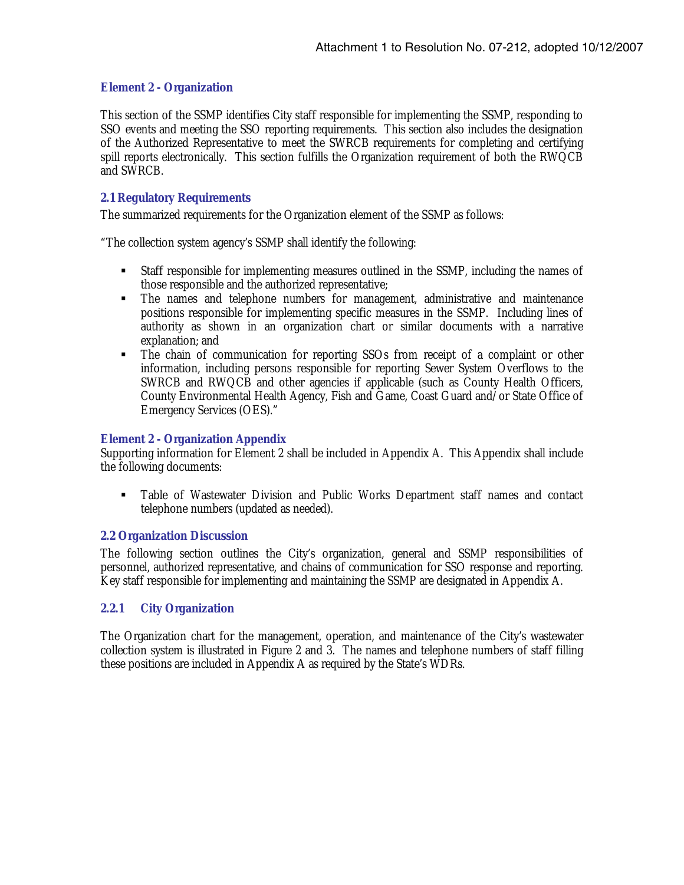## Element 2 - Organization

This section of the SSMP identifies City staff responsible for implementing the SSMP, responding to SSO events and meeting the SSO reporting requirements. This section also includes the designation of the Authorized Representative to meet the SWRCB requirements for completing and certifying spill reports electronically. This section fulfills the Organization requirement of both the RWQCB and SWRCB.

### 2.1 Regulatory Requirements

The summarized requirements for the Organization element of the SSMP as follows:

"The collection system agency's SSMP shall identify the following:

- Staff responsible for implementing measures outlined in the SSMP, including the names of those responsible and the authorized representative;
- The names and telephone numbers for management, administrative and maintenance positions responsible for implementing specific measures in the SSMP. Including lines of authority as shown in an organization chart or similar documents with a narrative explanation; and
- The chain of communication for reporting SSOs from receipt of a complaint or other information, including persons responsible for reporting Sewer System Overflows to the SWRCB and RWQCB and other agencies if applicable (such as County Health Officers, County Environmental Health Agency, Fish and Game, Coast Guard and/or State Office of Emergency Services (OES)."

### Element 2 - Organization Appendix

Supporting information for Element 2 shall be included in Appendix A. This Appendix shall include the following documents:

- Table of Wastewater Division and Public Works Department staff names and contact telephone numbers (updated as needed).

### 2.2 Organization Discussion

The following section outlines the City's organization, general and SSMP responsibilities of personnel, authorized representative, and chains of communication for SSO response and reporting. Key staff responsible for implementing and maintaining the SSMP are designated in Appendix A.

#### 2.2.1 City Organization

The Organization chart for the management, operation, and maintenance of the City's wastewater collection system is illustrated in Figure 2 and 3. The names and telephone numbers of staff filling these positions are included in Appendix A as required by the State's WDRs.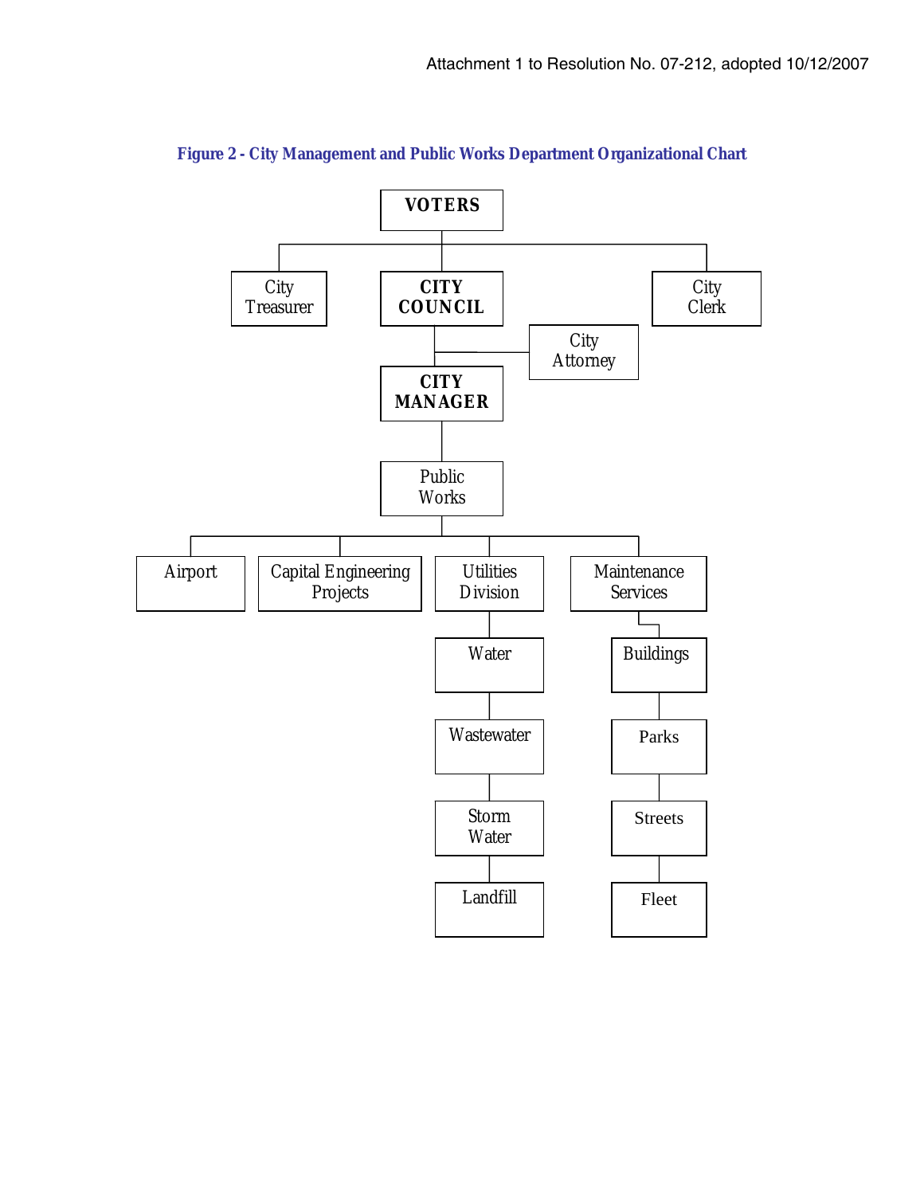Attachment 1 to Resolution No. 07-212, adopted 10/12/2007

**Figure 2 - City Management and Public Works Department Organizational Chart**

- VOTERS
  - City Treasurer
  - CITY COUNCIL
    - City Attorney
    - CITY MANAGER
      - Public Works
        - Airport
        - Capital Engineering Projects
        - Utilities Division
          - Water
          - Wastewater
          - Storm Water
          - Landfill
        - Maintenance Services
          - Buildings
          - Parks
          - Streets
          - Fleet
  - City Clerk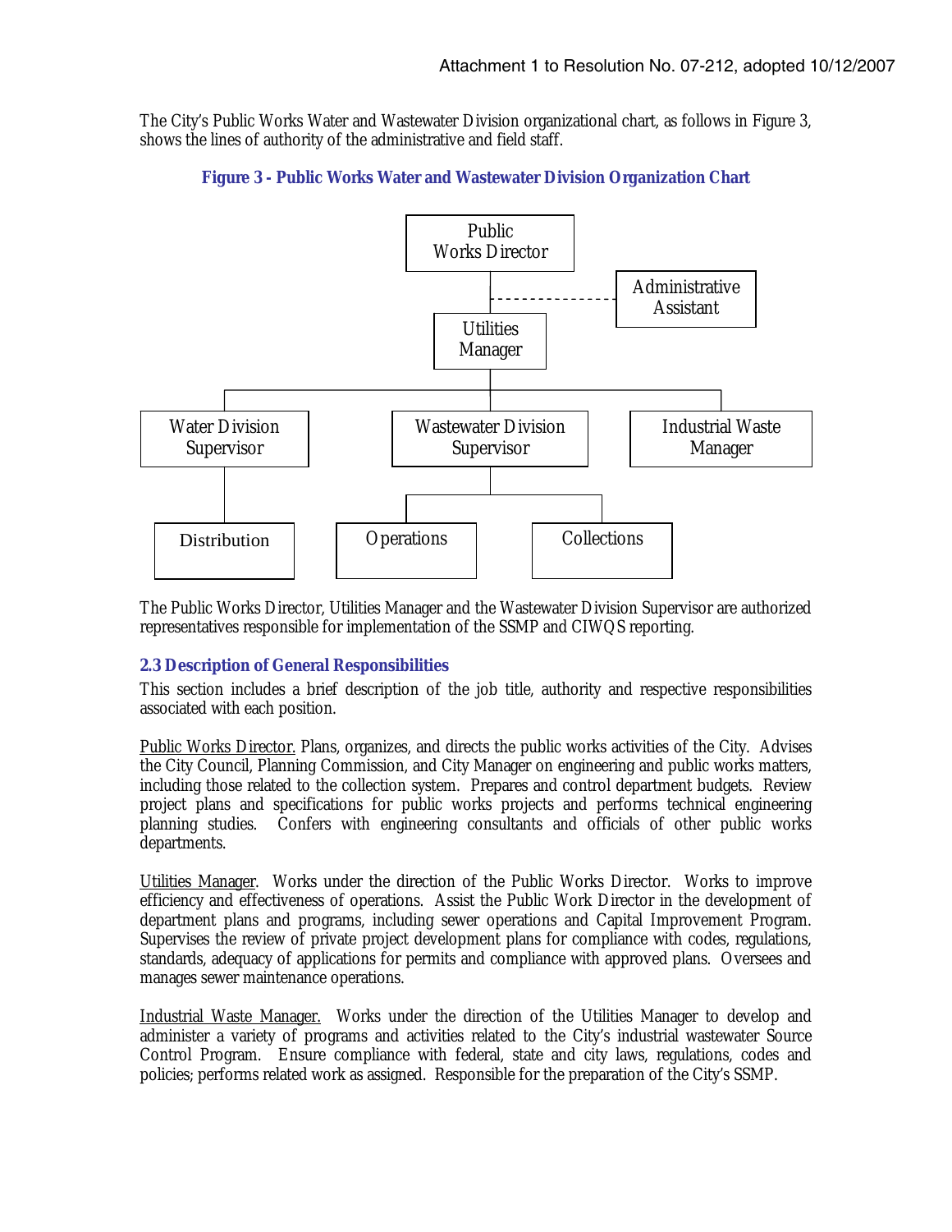Attachment 1 to Resolution No. 07-212, adopted 10/12/2007

The City's Public Works Water and Wastewater Division organizational chart, as follows in Figure 3, shows the lines of authority of the administrative and field staff.

**Figure 3 - Public Works Water and Wastewater Division Organization Chart**

- Public Works Director
  - Administrative Assistant (dashed line)
  - Utilities Manager
    - Water Division Supervisor
      - Distribution
    - Wastewater Division Supervisor
      - Operations
      - Collections
    - Industrial Waste Manager

The Public Works Director, Utilities Manager and the Wastewater Division Supervisor are authorized representatives responsible for implementation of the SSMP and CIWQS reporting.

### 2.3 Description of General Responsibilities

This section includes a brief description of the job title, authority and respective responsibilities associated with each position.

Public Works Director. Plans, organizes, and directs the public works activities of the City. Advises the City Council, Planning Commission, and City Manager on engineering and public works matters, including those related to the collection system. Prepares and control department budgets. Review project plans and specifications for public works projects and performs technical engineering planning studies. Confers with engineering consultants and officials of other public works departments.

Utilities Manager. Works under the direction of the Public Works Director. Works to improve efficiency and effectiveness of operations. Assist the Public Work Director in the development of department plans and programs, including sewer operations and Capital Improvement Program. Supervises the review of private project development plans for compliance with codes, regulations, standards, adequacy of applications for permits and compliance with approved plans. Oversees and manages sewer maintenance operations.

Industrial Waste Manager. Works under the direction of the Utilities Manager to develop and administer a variety of programs and activities related to the City's industrial wastewater Source Control Program. Ensure compliance with federal, state and city laws, regulations, codes and policies; performs related work as assigned. Responsible for the preparation of the City's SSMP.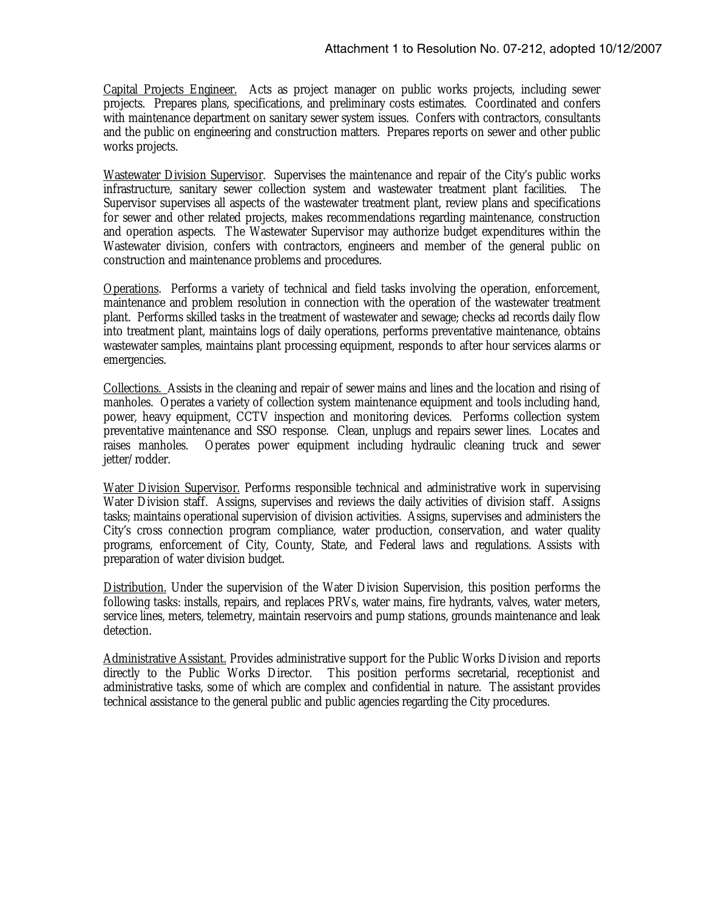Capital Projects Engineer. Acts as project manager on public works projects, including sewer projects. Prepares plans, specifications, and preliminary costs estimates. Coordinated and confers with maintenance department on sanitary sewer system issues. Confers with contractors, consultants and the public on engineering and construction matters. Prepares reports on sewer and other public works projects.

Wastewater Division Supervisor. Supervises the maintenance and repair of the City's public works infrastructure, sanitary sewer collection system and wastewater treatment plant facilities. The Supervisor supervises all aspects of the wastewater treatment plant, review plans and specifications for sewer and other related projects, makes recommendations regarding maintenance, construction and operation aspects. The Wastewater Supervisor may authorize budget expenditures within the Wastewater division, confers with contractors, engineers and member of the general public on construction and maintenance problems and procedures.

Operations. Performs a variety of technical and field tasks involving the operation, enforcement, maintenance and problem resolution in connection with the operation of the wastewater treatment plant. Performs skilled tasks in the treatment of wastewater and sewage; checks ad records daily flow into treatment plant, maintains logs of daily operations, performs preventative maintenance, obtains wastewater samples, maintains plant processing equipment, responds to after hour services alarms or emergencies.

Collections. Assists in the cleaning and repair of sewer mains and lines and the location and rising of manholes. Operates a variety of collection system maintenance equipment and tools including hand, power, heavy equipment, CCTV inspection and monitoring devices. Performs collection system preventative maintenance and SSO response. Clean, unplugs and repairs sewer lines. Locates and raises manholes. Operates power equipment including hydraulic cleaning truck and sewer jetter/rodder.

Water Division Supervisor. Performs responsible technical and administrative work in supervising Water Division staff. Assigns, supervises and reviews the daily activities of division staff. Assigns tasks; maintains operational supervision of division activities. Assigns, supervises and administers the City's cross connection program compliance, water production, conservation, and water quality programs, enforcement of City, County, State, and Federal laws and regulations. Assists with preparation of water division budget.

Distribution. Under the supervision of the Water Division Supervision, this position performs the following tasks: installs, repairs, and replaces PRVs, water mains, fire hydrants, valves, water meters, service lines, meters, telemetry, maintain reservoirs and pump stations, grounds maintenance and leak detection.

Administrative Assistant. Provides administrative support for the Public Works Division and reports directly to the Public Works Director. This position performs secretarial, receptionist and administrative tasks, some of which are complex and confidential in nature. The assistant provides technical assistance to the general public and public agencies regarding the City procedures.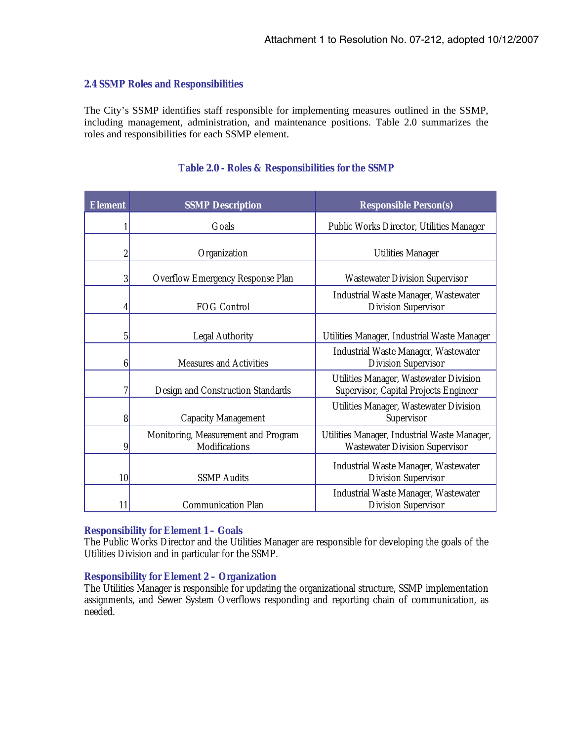### 2.4 SSMP Roles and Responsibilities

The City's SSMP identifies staff responsible for implementing measures outlined in the SSMP, including management, administration, and maintenance positions. Table 2.0 summarizes the roles and responsibilities for each SSMP element.

**Table 2.0 - Roles & Responsibilities for the SSMP**

| Element | SSMP Description | Responsible Person(s) |
|---|---|---|
| 1 | Goals | Public Works Director, Utilities Manager |
| 2 | Organization | Utilities Manager |
| 3 | Overflow Emergency Response Plan | Wastewater Division Supervisor |
| 4 | FOG Control | Industrial Waste Manager, Wastewater Division Supervisor |
| 5 | Legal Authority | Utilities Manager, Industrial Waste Manager |
| 6 | Measures and Activities | Industrial Waste Manager, Wastewater Division Supervisor |
| 7 | Design and Construction Standards | Utilities Manager, Wastewater Division Supervisor, Capital Projects Engineer |
| 8 | Capacity Management | Utilities Manager, Wastewater Division Supervisor |
| 9 | Monitoring, Measurement and Program Modifications | Utilities Manager, Industrial Waste Manager, Wastewater Division Supervisor |
| 10 | SSMP Audits | Industrial Waste Manager, Wastewater Division Supervisor |
| 11 | Communication Plan | Industrial Waste Manager, Wastewater Division Supervisor |

**Responsibility for Element 1 – Goals**

The Public Works Director and the Utilities Manager are responsible for developing the goals of the Utilities Division and in particular for the SSMP.

**Responsibility for Element 2 – Organization**

The Utilities Manager is responsible for updating the organizational structure, SSMP implementation assignments, and Sewer System Overflows responding and reporting chain of communication, as needed.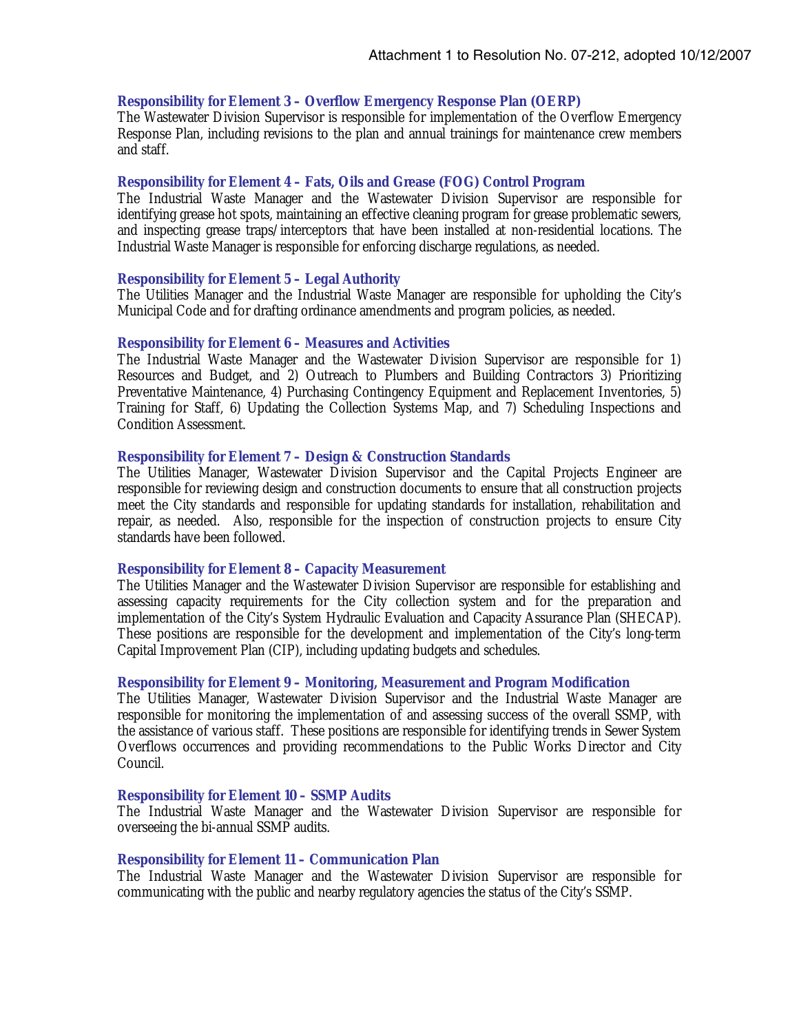### Responsibility for Element 3 – Overflow Emergency Response Plan (OERP)

The Wastewater Division Supervisor is responsible for implementation of the Overflow Emergency Response Plan, including revisions to the plan and annual trainings for maintenance crew members and staff.

### Responsibility for Element 4 – Fats, Oils and Grease (FOG) Control Program

The Industrial Waste Manager and the Wastewater Division Supervisor are responsible for identifying grease hot spots, maintaining an effective cleaning program for grease problematic sewers, and inspecting grease traps/interceptors that have been installed at non-residential locations. The Industrial Waste Manager is responsible for enforcing discharge regulations, as needed.

### Responsibility for Element 5 – Legal Authority

The Utilities Manager and the Industrial Waste Manager are responsible for upholding the City's Municipal Code and for drafting ordinance amendments and program policies, as needed.

### Responsibility for Element 6 – Measures and Activities

The Industrial Waste Manager and the Wastewater Division Supervisor are responsible for 1) Resources and Budget, and 2) Outreach to Plumbers and Building Contractors 3) Prioritizing Preventative Maintenance, 4) Purchasing Contingency Equipment and Replacement Inventories, 5) Training for Staff, 6) Updating the Collection Systems Map, and 7) Scheduling Inspections and Condition Assessment.

### Responsibility for Element 7 – Design & Construction Standards

The Utilities Manager, Wastewater Division Supervisor and the Capital Projects Engineer are responsible for reviewing design and construction documents to ensure that all construction projects meet the City standards and responsible for updating standards for installation, rehabilitation and repair, as needed. Also, responsible for the inspection of construction projects to ensure City standards have been followed.

### Responsibility for Element 8 – Capacity Measurement

The Utilities Manager and the Wastewater Division Supervisor are responsible for establishing and assessing capacity requirements for the City collection system and for the preparation and implementation of the City's System Hydraulic Evaluation and Capacity Assurance Plan (SHECAP). These positions are responsible for the development and implementation of the City's long-term Capital Improvement Plan (CIP), including updating budgets and schedules.

### Responsibility for Element 9 – Monitoring, Measurement and Program Modification

The Utilities Manager, Wastewater Division Supervisor and the Industrial Waste Manager are responsible for monitoring the implementation of and assessing success of the overall SSMP, with the assistance of various staff. These positions are responsible for identifying trends in Sewer System Overflows occurrences and providing recommendations to the Public Works Director and City Council.

### Responsibility for Element 10 – SSMP Audits

The Industrial Waste Manager and the Wastewater Division Supervisor are responsible for overseeing the bi-annual SSMP audits.

### Responsibility for Element 11 – Communication Plan

The Industrial Waste Manager and the Wastewater Division Supervisor are responsible for communicating with the public and nearby regulatory agencies the status of the City's SSMP.